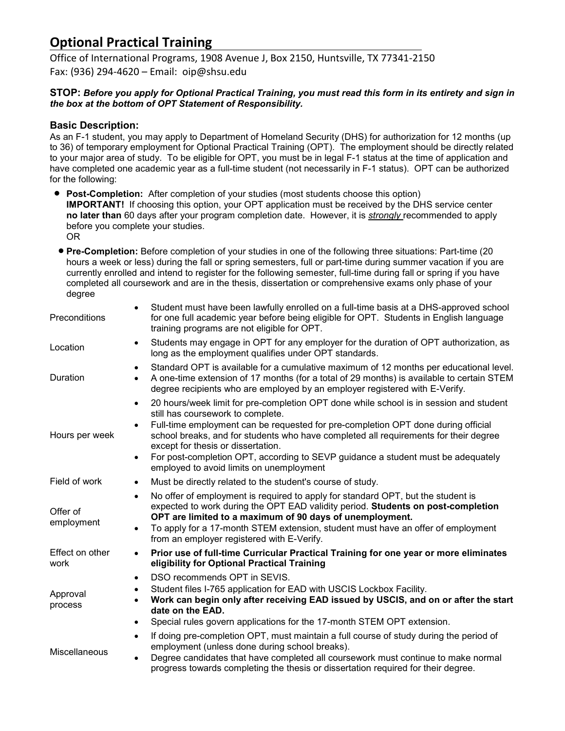# Optional Practical Training

Office of International Programs, 1908 Avenue J, Box 2150, Huntsville, TX 77341-2150
Fax: (936) 294-4620 – Email: oip@shsu.edu

**STOP:** ***Before you apply for Optional Practical Training, you must read this form in its entirety and sign in the box at the bottom of OPT Statement of Responsibility.***

### Basic Description:

As an F-1 student, you may apply to Department of Homeland Security (DHS) for authorization for 12 months (up to 36) of temporary employment for Optional Practical Training (OPT). The employment should be directly related to your major area of study. To be eligible for OPT, you must be in legal F-1 status at the time of application and have completed one academic year as a full-time student (not necessarily in F-1 status). OPT can be authorized for the following:

- **Post-Completion:** After completion of your studies (most students choose this option)
  **IMPORTANT!** If choosing this option, your OPT application must be received by the DHS service center **no later than** 60 days after your program completion date. However, it is ***strongly*** recommended to apply before you complete your studies.
  OR
- **Pre-Completion:** Before completion of your studies in one of the following three situations: Part-time (20 hours a week or less) during the fall or spring semesters, full or part-time during summer vacation if you are currently enrolled and intend to register for the following semester, full-time during fall or spring if you have completed all coursework and are in the thesis, dissertation or comprehensive exams only phase of your degree

| | |
|---|---|
| Preconditions | • Student must have been lawfully enrolled on a full-time basis at a DHS-approved school for one full academic year before being eligible for OPT. Students in English language training programs are not eligible for OPT. |
| Location | • Students may engage in OPT for any employer for the duration of OPT authorization, as long as the employment qualifies under OPT standards. |
| Duration | • Standard OPT is available for a cumulative maximum of 12 months per educational level.<br>• A one-time extension of 17 months (for a total of 29 months) is available to certain STEM degree recipients who are employed by an employer registered with E-Verify. |
| Hours per week | • 20 hours/week limit for pre-completion OPT done while school is in session and student still has coursework to complete.<br>• Full-time employment can be requested for pre-completion OPT done during official school breaks, and for students who have completed all requirements for their degree except for thesis or dissertation.<br>• For post-completion OPT, according to SEVP guidance a student must be adequately employed to avoid limits on unemployment |
| Field of work | • Must be directly related to the student's course of study. |
| Offer of employment | • No offer of employment is required to apply for standard OPT, but the student is expected to work during the OPT EAD validity period. **Students on post-completion OPT are limited to a maximum of 90 days of unemployment.**<br>• To apply for a 17-month STEM extension, student must have an offer of employment from an employer registered with E-Verify. |
| Effect on other work | • **Prior use of full-time Curricular Practical Training for one year or more eliminates eligibility for Optional Practical Training** |
| Approval process | • DSO recommends OPT in SEVIS.<br>• Student files I-765 application for EAD with USCIS Lockbox Facility.<br>• **Work can begin only after receiving EAD issued by USCIS, and on or after the start date on the EAD.**<br>• Special rules govern applications for the 17-month STEM OPT extension. |
| Miscellaneous | • If doing pre-completion OPT, must maintain a full course of study during the period of employment (unless done during school breaks).<br>• Degree candidates that have completed all coursework must continue to make normal progress towards completing the thesis or dissertation required for their degree. |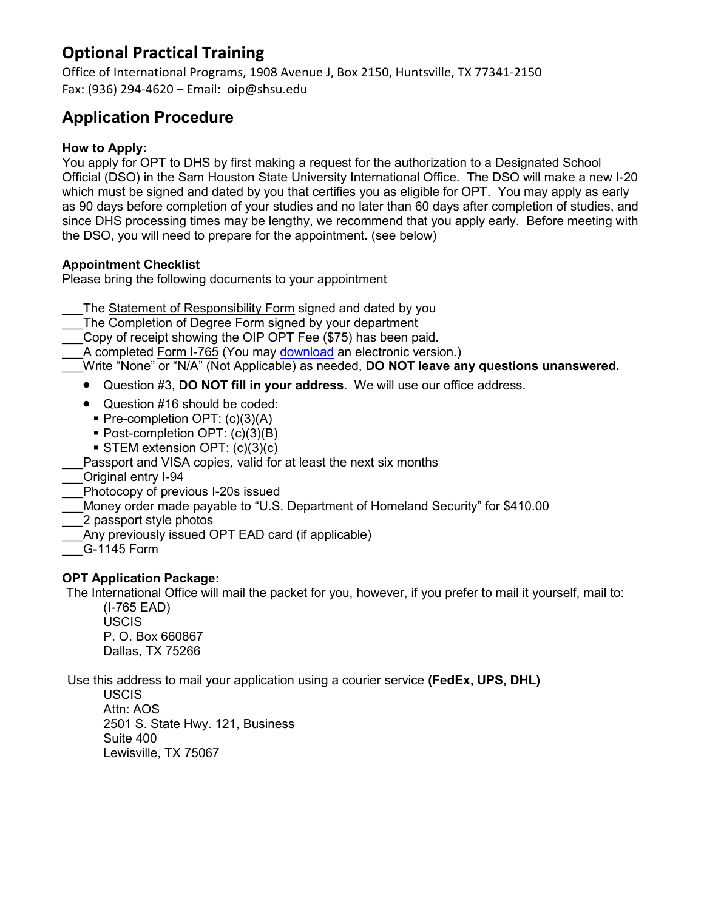## Optional Practical Training

Office of International Programs, 1908 Avenue J, Box 2150, Huntsville, TX 77341-2150
Fax: (936) 294-4620 – Email: oip@shsu.edu

## Application Procedure

**How to Apply:**
You apply for OPT to DHS by first making a request for the authorization to a Designated School Official (DSO) in the Sam Houston State University International Office. The DSO will make a new I-20 which must be signed and dated by you that certifies you as eligible for OPT. You may apply as early as 90 days before completion of your studies and no later than 60 days after completion of studies, and since DHS processing times may be lengthy, we recommend that you apply early. Before meeting with the DSO, you will need to prepare for the appointment. (see below)

**Appointment Checklist**
Please bring the following documents to your appointment

___The Statement of Responsibility Form signed and dated by you
___The Completion of Degree Form signed by your department
___Copy of receipt showing the OIP OPT Fee ($75) has been paid.
___A completed Form I-765 (You may download an electronic version.)
___Write "None" or "N/A" (Not Applicable) as needed, **DO NOT leave any questions unanswered.**

- Question #3, **DO NOT fill in your address**. We will use our office address.
- Question #16 should be coded:
  - Pre-completion OPT: (c)(3)(A)
  - Post-completion OPT: (c)(3)(B)
  - STEM extension OPT: (c)(3)(c)

___Passport and VISA copies, valid for at least the next six months
___Original entry I-94
___Photocopy of previous I-20s issued
___Money order made payable to "U.S. Department of Homeland Security" for $410.00
___2 passport style photos
___Any previously issued OPT EAD card (if applicable)
___G-1145 Form

**OPT Application Package:**
The International Office will mail the packet for you, however, if you prefer to mail it yourself, mail to:

(I-765 EAD)
USCIS
P. O. Box 660867
Dallas, TX 75266

Use this address to mail your application using a courier service **(FedEx, UPS, DHL)**

USCIS
Attn: AOS
2501 S. State Hwy. 121, Business
Suite 400
Lewisville, TX 75067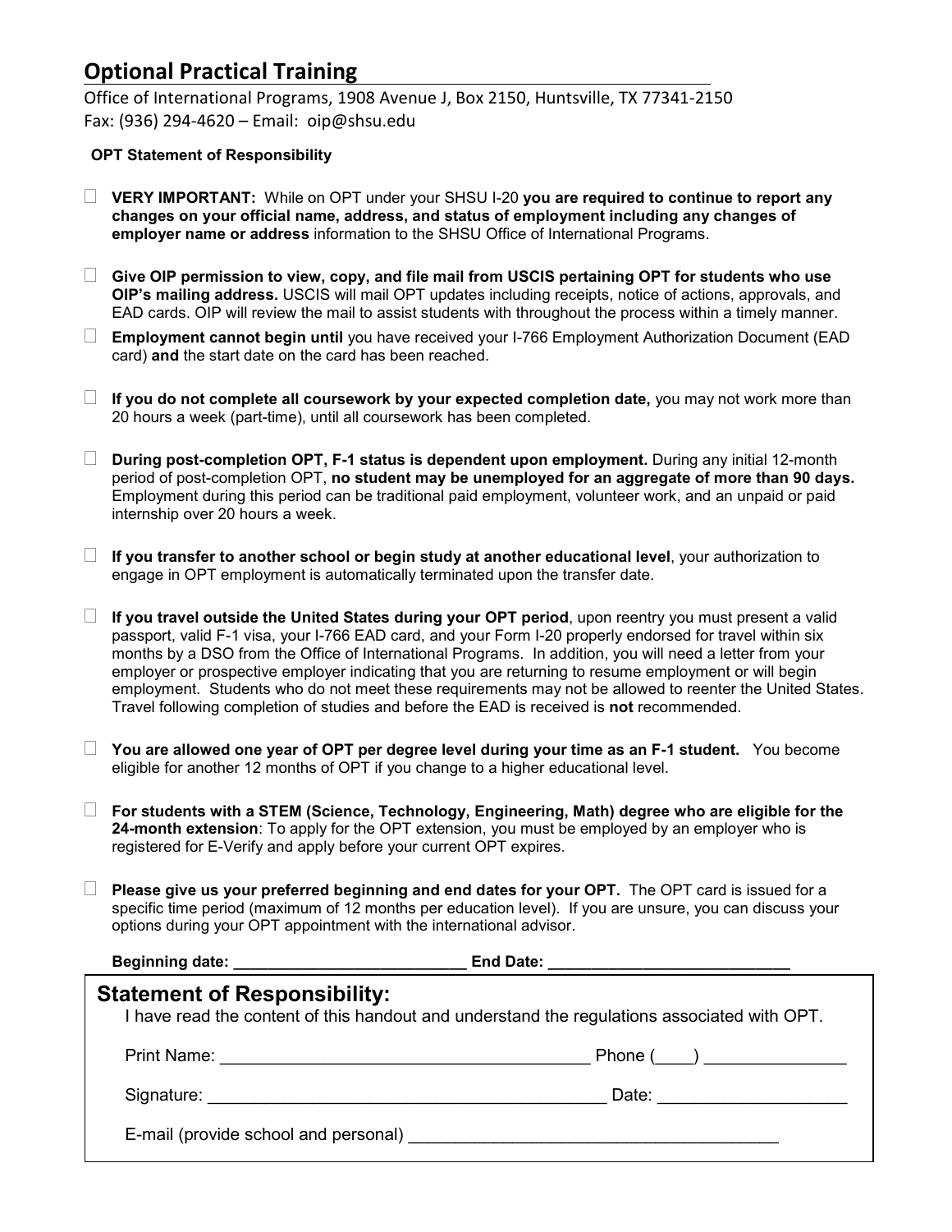## Optional Practical Training

Office of International Programs, 1908 Avenue J, Box 2150, Huntsville, TX 77341-2150
Fax: (936) 294-4620 – Email: oip@shsu.edu

**OPT Statement of Responsibility**

- ☐ **VERY IMPORTANT:** While on OPT under your SHSU I-20 **you are required to continue to report any changes on your official name, address, and status of employment including any changes of employer name or address** information to the SHSU Office of International Programs.

- ☐ **Give OIP permission to view, copy, and file mail from USCIS pertaining OPT for students who use OIP's mailing address.** USCIS will mail OPT updates including receipts, notice of actions, approvals, and EAD cards. OIP will review the mail to assist students with throughout the process within a timely manner.

- ☐ **Employment cannot begin until** you have received your I-766 Employment Authorization Document (EAD card) **and** the start date on the card has been reached.

- ☐ **If you do not complete all coursework by your expected completion date,** you may not work more than 20 hours a week (part-time), until all coursework has been completed.

- ☐ **During post-completion OPT, F-1 status is dependent upon employment.** During any initial 12-month period of post-completion OPT, **no student may be unemployed for an aggregate of more than 90 days.** Employment during this period can be traditional paid employment, volunteer work, and an unpaid or paid internship over 20 hours a week.

- ☐ **If you transfer to another school or begin study at another educational level**, your authorization to engage in OPT employment is automatically terminated upon the transfer date.

- ☐ **If you travel outside the United States during your OPT period**, upon reentry you must present a valid passport, valid F-1 visa, your I-766 EAD card, and your Form I-20 properly endorsed for travel within six months by a DSO from the Office of International Programs. In addition, you will need a letter from your employer or prospective employer indicating that you are returning to resume employment or will begin employment. Students who do not meet these requirements may not be allowed to reenter the United States. Travel following completion of studies and before the EAD is received is **not** recommended.

- ☐ **You are allowed one year of OPT per degree level during your time as an F-1 student.** You become eligible for another 12 months of OPT if you change to a higher educational level.

- ☐ **For students with a STEM (Science, Technology, Engineering, Math) degree who are eligible for the 24-month extension**: To apply for the OPT extension, you must be employed by an employer who is registered for E-Verify and apply before your current OPT expires.

- ☐ **Please give us your preferred beginning and end dates for your OPT.** The OPT card is issued for a specific time period (maximum of 12 months per education level). If you are unsure, you can discuss your options during your OPT appointment with the international advisor.

**Beginning date:** ___________________________ **End Date:** ____________________________

### Statement of Responsibility:

I have read the content of this handout and understand the regulations associated with OPT.

Print Name: ________________________________________ Phone (____) _______________

Signature: ___________________________________________ Date: ____________________

E-mail (provide school and personal) _______________________________________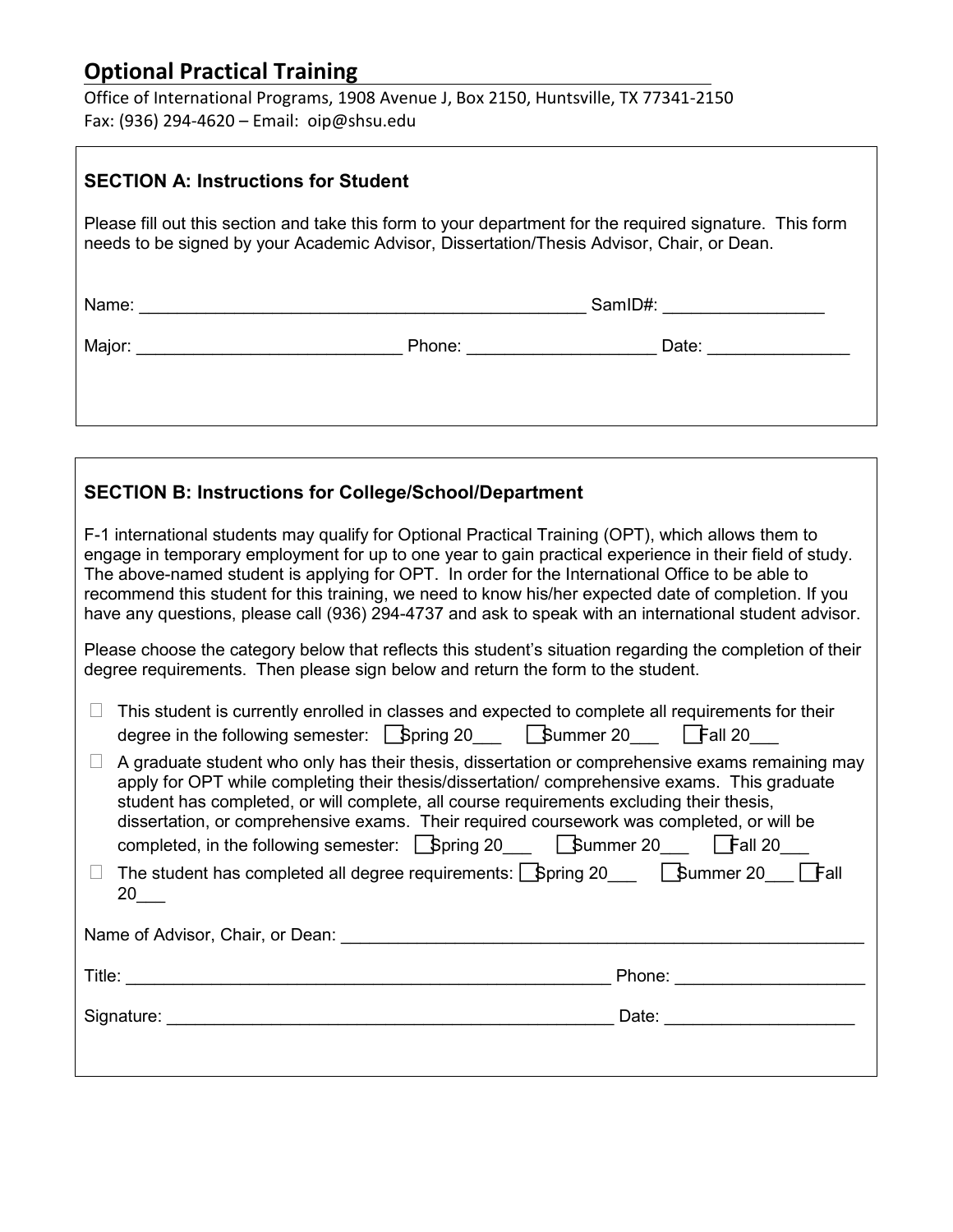## Optional Practical Training

Office of International Programs, 1908 Avenue J, Box 2150, Huntsville, TX 77341-2150
Fax: (936) 294-4620 – Email: oip@shsu.edu

### SECTION A: Instructions for Student

Please fill out this section and take this form to your department for the required signature. This form needs to be signed by your Academic Advisor, Dissertation/Thesis Advisor, Chair, or Dean.

Name: ______________________________________________ SamID#: ________________

Major: ___________________________ Phone: ___________________ Date: ______________

### SECTION B: Instructions for College/School/Department

F-1 international students may qualify for Optional Practical Training (OPT), which allows them to engage in temporary employment for up to one year to gain practical experience in their field of study. The above-named student is applying for OPT. In order for the International Office to be able to recommend this student for this training, we need to know his/her expected date of completion. If you have any questions, please call (936) 294-4737 and ask to speak with an international student advisor.

Please choose the category below that reflects this student's situation regarding the completion of their degree requirements. Then please sign below and return the form to the student.

- ☐ This student is currently enrolled in classes and expected to complete all requirements for their degree in the following semester: ☐ Spring 20___ ☐ Summer 20___ ☐ Fall 20___
- ☐ A graduate student who only has their thesis, dissertation or comprehensive exams remaining may apply for OPT while completing their thesis/dissertation/ comprehensive exams. This graduate student has completed, or will complete, all course requirements excluding their thesis, dissertation, or comprehensive exams. Their required coursework was completed, or will be completed, in the following semester: ☐ Spring 20___ ☐ Summer 20___ ☐ Fall 20___
- ☐ The student has completed all degree requirements: ☐ Spring 20___ ☐ Summer 20___ ☐ Fall 20___

Name of Advisor, Chair, or Dean: ______________________________________________________

Title: ___________________________________________________ Phone: ___________________

Signature: ________________________________________________ Date: ___________________